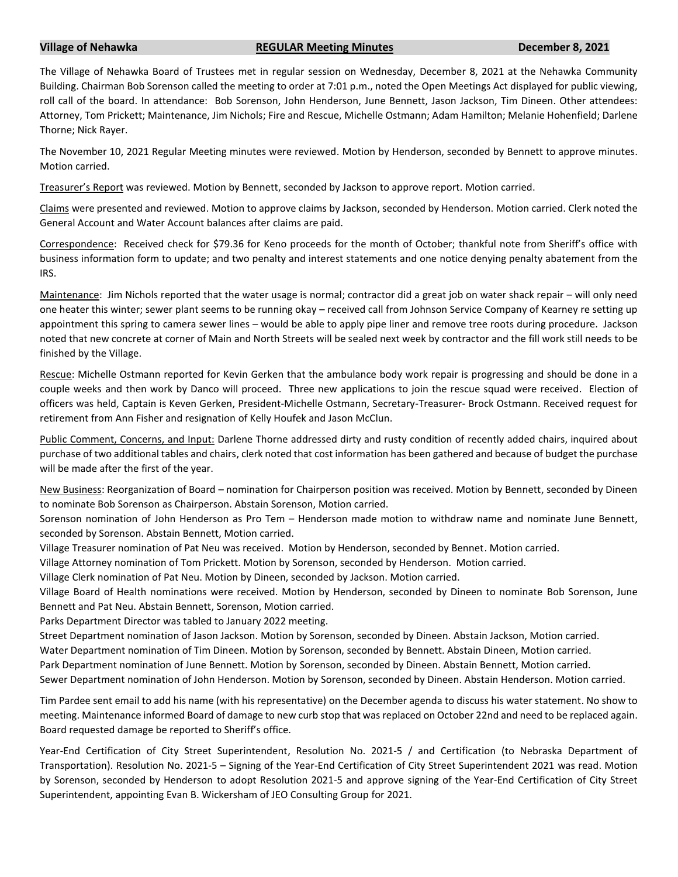**Village of Nehawka** **REGULAR Meeting Minutes** **December 8, 2021**

The Village of Nehawka Board of Trustees met in regular session on Wednesday, December 8, 2021 at the Nehawka Community Building. Chairman Bob Sorenson called the meeting to order at 7:01 p.m., noted the Open Meetings Act displayed for public viewing, roll call of the board. In attendance: Bob Sorenson, John Henderson, June Bennett, Jason Jackson, Tim Dineen. Other attendees: Attorney, Tom Prickett; Maintenance, Jim Nichols; Fire and Rescue, Michelle Ostmann; Adam Hamilton; Melanie Hohenfield; Darlene Thorne; Nick Rayer.

The November 10, 2021 Regular Meeting minutes were reviewed. Motion by Henderson, seconded by Bennett to approve minutes. Motion carried.

Treasurer's Report was reviewed. Motion by Bennett, seconded by Jackson to approve report. Motion carried.

Claims were presented and reviewed. Motion to approve claims by Jackson, seconded by Henderson. Motion carried. Clerk noted the General Account and Water Account balances after claims are paid.

Correspondence: Received check for $79.36 for Keno proceeds for the month of October; thankful note from Sheriff's office with business information form to update; and two penalty and interest statements and one notice denying penalty abatement from the IRS.

Maintenance: Jim Nichols reported that the water usage is normal; contractor did a great job on water shack repair – will only need one heater this winter; sewer plant seems to be running okay – received call from Johnson Service Company of Kearney re setting up appointment this spring to camera sewer lines – would be able to apply pipe liner and remove tree roots during procedure. Jackson noted that new concrete at corner of Main and North Streets will be sealed next week by contractor and the fill work still needs to be finished by the Village.

Rescue: Michelle Ostmann reported for Kevin Gerken that the ambulance body work repair is progressing and should be done in a couple weeks and then work by Danco will proceed. Three new applications to join the rescue squad were received. Election of officers was held, Captain is Keven Gerken, President-Michelle Ostmann, Secretary-Treasurer- Brock Ostmann. Received request for retirement from Ann Fisher and resignation of Kelly Houfek and Jason McClun.

Public Comment, Concerns, and Input: Darlene Thorne addressed dirty and rusty condition of recently added chairs, inquired about purchase of two additional tables and chairs, clerk noted that cost information has been gathered and because of budget the purchase will be made after the first of the year.

New Business: Reorganization of Board – nomination for Chairperson position was received. Motion by Bennett, seconded by Dineen to nominate Bob Sorenson as Chairperson. Abstain Sorenson, Motion carried.
Sorenson nomination of John Henderson as Pro Tem – Henderson made motion to withdraw name and nominate June Bennett, seconded by Sorenson. Abstain Bennett, Motion carried.
Village Treasurer nomination of Pat Neu was received. Motion by Henderson, seconded by Bennet. Motion carried.
Village Attorney nomination of Tom Prickett. Motion by Sorenson, seconded by Henderson. Motion carried.
Village Clerk nomination of Pat Neu. Motion by Dineen, seconded by Jackson. Motion carried.
Village Board of Health nominations were received. Motion by Henderson, seconded by Dineen to nominate Bob Sorenson, June Bennett and Pat Neu. Abstain Bennett, Sorenson, Motion carried.
Parks Department Director was tabled to January 2022 meeting.
Street Department nomination of Jason Jackson. Motion by Sorenson, seconded by Dineen. Abstain Jackson, Motion carried.
Water Department nomination of Tim Dineen. Motion by Sorenson, seconded by Bennett. Abstain Dineen, Motion carried.
Park Department nomination of June Bennett. Motion by Sorenson, seconded by Dineen. Abstain Bennett, Motion carried.
Sewer Department nomination of John Henderson. Motion by Sorenson, seconded by Dineen. Abstain Henderson. Motion carried.

Tim Pardee sent email to add his name (with his representative) on the December agenda to discuss his water statement. No show to meeting. Maintenance informed Board of damage to new curb stop that was replaced on October 22nd and need to be replaced again. Board requested damage be reported to Sheriff's office.

Year-End Certification of City Street Superintendent, Resolution No. 2021-5 / and Certification (to Nebraska Department of Transportation). Resolution No. 2021-5 – Signing of the Year-End Certification of City Street Superintendent 2021 was read. Motion by Sorenson, seconded by Henderson to adopt Resolution 2021-5 and approve signing of the Year-End Certification of City Street Superintendent, appointing Evan B. Wickersham of JEO Consulting Group for 2021.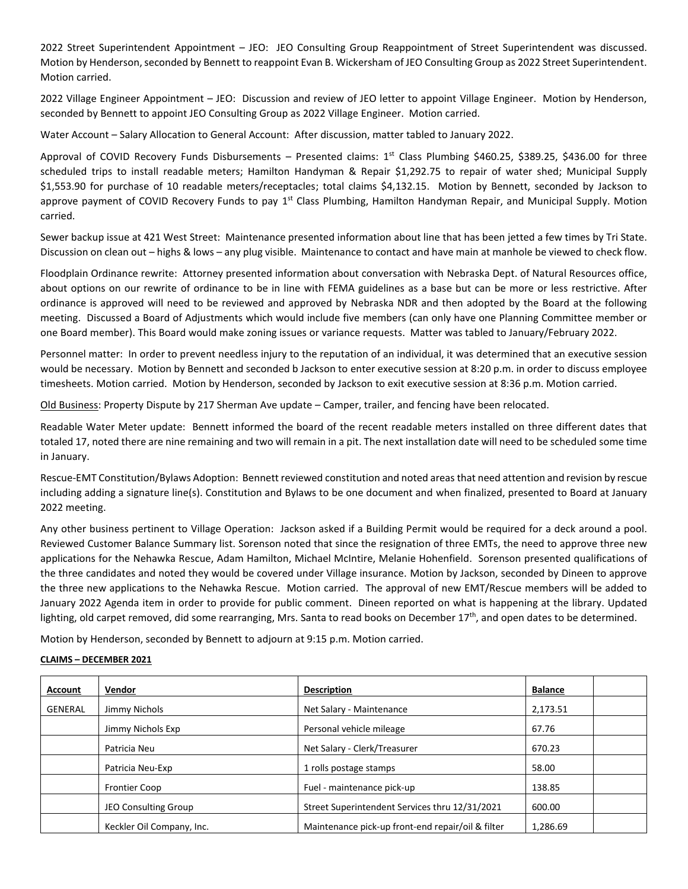2022 Street Superintendent Appointment – JEO: JEO Consulting Group Reappointment of Street Superintendent was discussed. Motion by Henderson, seconded by Bennett to reappoint Evan B. Wickersham of JEO Consulting Group as 2022 Street Superintendent. Motion carried.

2022 Village Engineer Appointment – JEO: Discussion and review of JEO letter to appoint Village Engineer. Motion by Henderson, seconded by Bennett to appoint JEO Consulting Group as 2022 Village Engineer. Motion carried.

Water Account – Salary Allocation to General Account: After discussion, matter tabled to January 2022.

Approval of COVID Recovery Funds Disbursements – Presented claims: 1st Class Plumbing $460.25, $389.25, $436.00 for three scheduled trips to install readable meters; Hamilton Handyman & Repair $1,292.75 to repair of water shed; Municipal Supply $1,553.90 for purchase of 10 readable meters/receptacles; total claims $4,132.15. Motion by Bennett, seconded by Jackson to approve payment of COVID Recovery Funds to pay 1st Class Plumbing, Hamilton Handyman Repair, and Municipal Supply. Motion carried.

Sewer backup issue at 421 West Street: Maintenance presented information about line that has been jetted a few times by Tri State. Discussion on clean out – highs & lows – any plug visible. Maintenance to contact and have main at manhole be viewed to check flow.

Floodplain Ordinance rewrite: Attorney presented information about conversation with Nebraska Dept. of Natural Resources office, about options on our rewrite of ordinance to be in line with FEMA guidelines as a base but can be more or less restrictive. After ordinance is approved will need to be reviewed and approved by Nebraska NDR and then adopted by the Board at the following meeting. Discussed a Board of Adjustments which would include five members (can only have one Planning Committee member or one Board member). This Board would make zoning issues or variance requests. Matter was tabled to January/February 2022.

Personnel matter: In order to prevent needless injury to the reputation of an individual, it was determined that an executive session would be necessary. Motion by Bennett and seconded b Jackson to enter executive session at 8:20 p.m. in order to discuss employee timesheets. Motion carried. Motion by Henderson, seconded by Jackson to exit executive session at 8:36 p.m. Motion carried.

Old Business: Property Dispute by 217 Sherman Ave update – Camper, trailer, and fencing have been relocated.

Readable Water Meter update: Bennett informed the board of the recent readable meters installed on three different dates that totaled 17, noted there are nine remaining and two will remain in a pit. The next installation date will need to be scheduled some time in January.

Rescue-EMT Constitution/Bylaws Adoption: Bennett reviewed constitution and noted areas that need attention and revision by rescue including adding a signature line(s). Constitution and Bylaws to be one document and when finalized, presented to Board at January 2022 meeting.

Any other business pertinent to Village Operation: Jackson asked if a Building Permit would be required for a deck around a pool. Reviewed Customer Balance Summary list. Sorenson noted that since the resignation of three EMTs, the need to approve three new applications for the Nehawka Rescue, Adam Hamilton, Michael McIntire, Melanie Hohenfield. Sorenson presented qualifications of the three candidates and noted they would be covered under Village insurance. Motion by Jackson, seconded by Dineen to approve the three new applications to the Nehawka Rescue. Motion carried. The approval of new EMT/Rescue members will be added to January 2022 Agenda item in order to provide for public comment. Dineen reported on what is happening at the library. Updated lighting, old carpet removed, did some rearranging, Mrs. Santa to read books on December 17th, and open dates to be determined.

Motion by Henderson, seconded by Bennett to adjourn at 9:15 p.m. Motion carried.

**CLAIMS – DECEMBER 2021**

| Account | Vendor | Description | Balance | |
|---|---|---|---|---|
| GENERAL | Jimmy Nichols | Net Salary - Maintenance | 2,173.51 | |
| | Jimmy Nichols Exp | Personal vehicle mileage | 67.76 | |
| | Patricia Neu | Net Salary - Clerk/Treasurer | 670.23 | |
| | Patricia Neu-Exp | 1 rolls postage stamps | 58.00 | |
| | Frontier Coop | Fuel - maintenance pick-up | 138.85 | |
| | JEO Consulting Group | Street Superintendent Services thru 12/31/2021 | 600.00 | |
| | Keckler Oil Company, Inc. | Maintenance pick-up front-end repair/oil & filter | 1,286.69 | |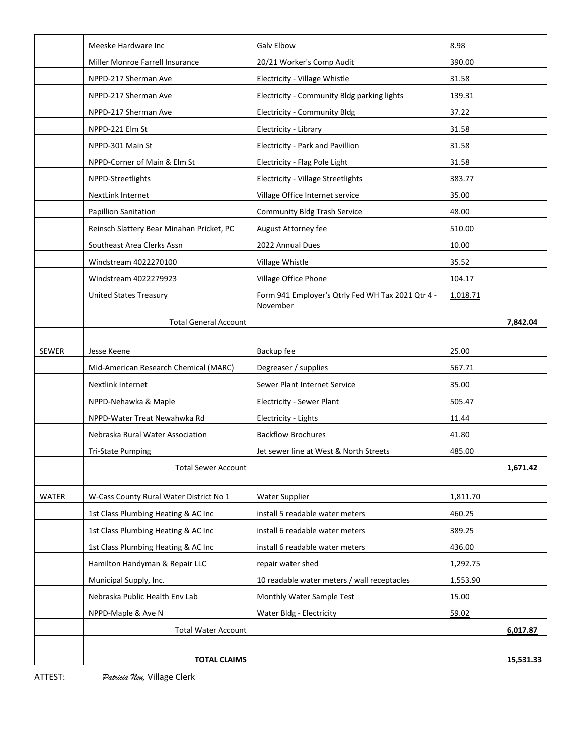| | | | | |
|---|---|---|---|---|
| | Meeske Hardware Inc | Galv Elbow | 8.98 | |
| | Miller Monroe Farrell Insurance | 20/21 Worker's Comp Audit | 390.00 | |
| | NPPD-217 Sherman Ave | Electricity - Village Whistle | 31.58 | |
| | NPPD-217 Sherman Ave | Electricity - Community Bldg parking lights | 139.31 | |
| | NPPD-217 Sherman Ave | Electricity - Community Bldg | 37.22 | |
| | NPPD-221 Elm St | Electricity - Library | 31.58 | |
| | NPPD-301 Main St | Electricity - Park and Pavillion | 31.58 | |
| | NPPD-Corner of Main & Elm St | Electricity - Flag Pole Light | 31.58 | |
| | NPPD-Streetlights | Electricity - Village Streetlights | 383.77 | |
| | NextLink Internet | Village Office Internet service | 35.00 | |
| | Papillion Sanitation | Community Bldg Trash Service | 48.00 | |
| | Reinsch Slattery Bear Minahan Pricket, PC | August Attorney fee | 510.00 | |
| | Southeast Area Clerks Assn | 2022 Annual Dues | 10.00 | |
| | Windstream 4022270100 | Village Whistle | 35.52 | |
| | Windstream 4022279923 | Village Office Phone | 104.17 | |
| | United States Treasury | Form 941 Employer's Qtrly Fed WH Tax 2021 Qtr 4 - November | 1,018.71 | |
| | Total General Account | | | **7,842.04** |
| | | | | |
| SEWER | Jesse Keene | Backup fee | 25.00 | |
| | Mid-American Research Chemical (MARC) | Degreaser / supplies | 567.71 | |
| | Nextlink Internet | Sewer Plant Internet Service | 35.00 | |
| | NPPD-Nehawka & Maple | Electricity - Sewer Plant | 505.47 | |
| | NPPD-Water Treat Newahwka Rd | Electricity - Lights | 11.44 | |
| | Nebraska Rural Water Association | Backflow Brochures | 41.80 | |
| | Tri-State Pumping | Jet sewer line at West & North Streets | 485.00 | |
| | Total Sewer Account | | | **1,671.42** |
| | | | | |
| WATER | W-Cass County Rural Water District No 1 | Water Supplier | 1,811.70 | |
| | 1st Class Plumbing Heating & AC Inc | install 5 readable water meters | 460.25 | |
| | 1st Class Plumbing Heating & AC Inc | install 6 readable water meters | 389.25 | |
| | 1st Class Plumbing Heating & AC Inc | install 6 readable water meters | 436.00 | |
| | Hamilton Handyman & Repair LLC | repair water shed | 1,292.75 | |
| | Municipal Supply, Inc. | 10 readable water meters / wall receptacles | 1,553.90 | |
| | Nebraska Public Health Env Lab | Monthly Water Sample Test | 15.00 | |
| | NPPD-Maple & Ave N | Water Bldg - Electricity | 59.02 | |
| | Total Water Account | | | **6,017.87** |
| | | | | |
| | **TOTAL CLAIMS** | | | **15,531.33** |

ATTEST: *Patricia Neu,* Village Clerk